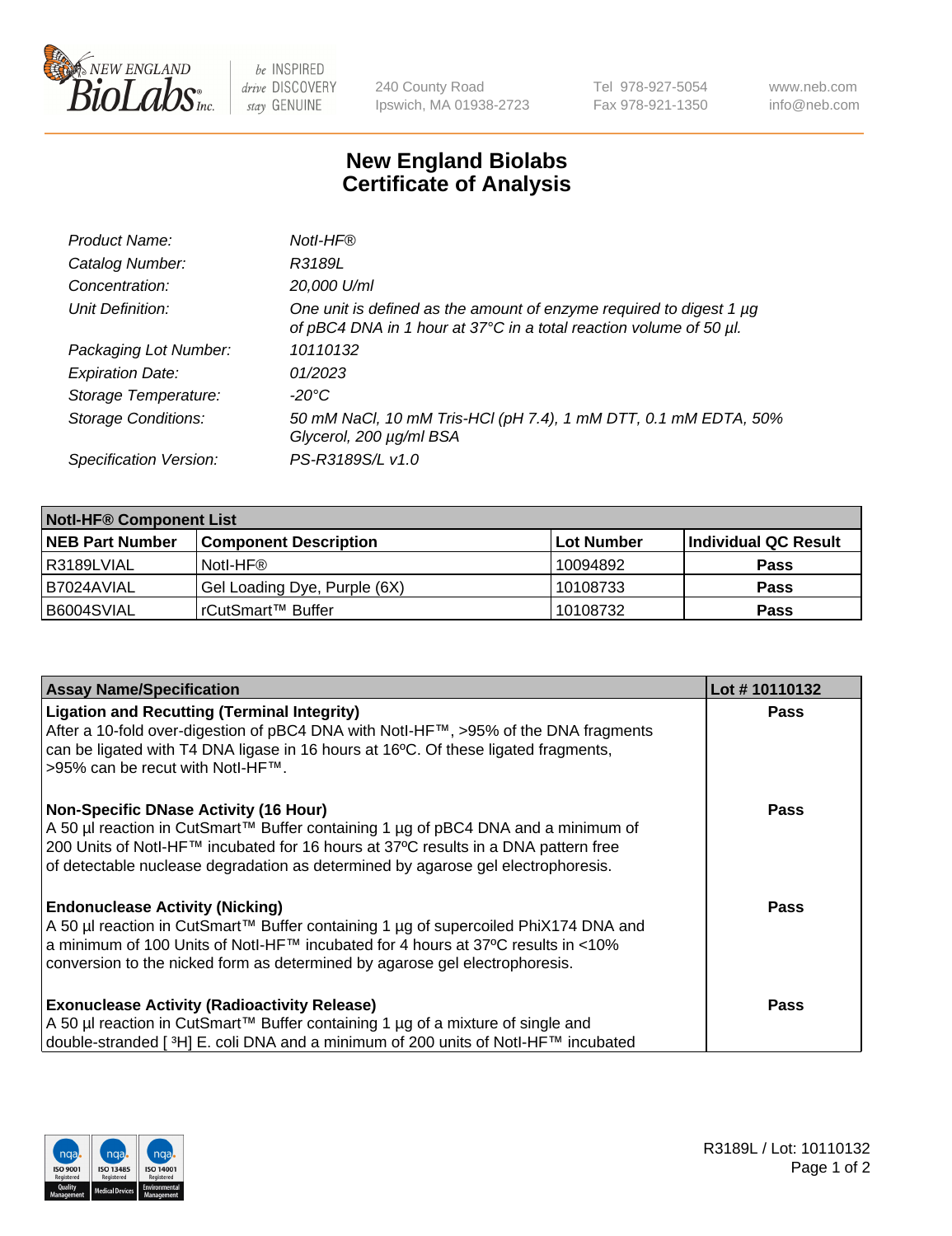# New England Biolabs Certificate of Analysis

| | |
|---|---|
| *Product Name:* | *NotI-HF®* |
| *Catalog Number:* | *R3189L* |
| *Concentration:* | *20,000 U/ml* |
| *Unit Definition:* | *One unit is defined as the amount of enzyme required to digest 1 µg of pBC4 DNA in 1 hour at 37°C in a total reaction volume of 50 µl.* |
| *Packaging Lot Number:* | *10110132* |
| *Expiration Date:* | *01/2023* |
| *Storage Temperature:* | *-20°C* |
| *Storage Conditions:* | *50 mM NaCl, 10 mM Tris-HCl (pH 7.4), 1 mM DTT, 0.1 mM EDTA, 50% Glycerol, 200 µg/ml BSA* |
| *Specification Version:* | *PS-R3189S/L v1.0* |

| NotI-HF® Component List | | | |
|---|---|---|---|
| **NEB Part Number** | **Component Description** | **Lot Number** | **Individual QC Result** |
| R3189LVIAL | NotI-HF® | 10094892 | **Pass** |
| B7024AVIAL | Gel Loading Dye, Purple (6X) | 10108733 | **Pass** |
| B6004SVIAL | rCutSmart™ Buffer | 10108732 | **Pass** |

| Assay Name/Specification | Lot # 10110132 |
|---|---|
| **Ligation and Recutting (Terminal Integrity)** After a 10-fold over-digestion of pBC4 DNA with NotI-HF™, >95% of the DNA fragments can be ligated with T4 DNA ligase in 16 hours at 16ºC. Of these ligated fragments, >95% can be recut with NotI-HF™. | **Pass** |
| **Non-Specific DNase Activity (16 Hour)** A 50 µl reaction in CutSmart™ Buffer containing 1 µg of pBC4 DNA and a minimum of 200 Units of NotI-HF™ incubated for 16 hours at 37ºC results in a DNA pattern free of detectable nuclease degradation as determined by agarose gel electrophoresis. | **Pass** |
| **Endonuclease Activity (Nicking)** A 50 µl reaction in CutSmart™ Buffer containing 1 µg of supercoiled PhiX174 DNA and a minimum of 100 Units of NotI-HF™ incubated for 4 hours at 37ºC results in <10% conversion to the nicked form as determined by agarose gel electrophoresis. | **Pass** |
| **Exonuclease Activity (Radioactivity Release)** A 50 µl reaction in CutSmart™ Buffer containing 1 µg of a mixture of single and double-stranded [ $^3$H] E. coli DNA and a minimum of 200 units of NotI-HF™ incubated | **Pass** |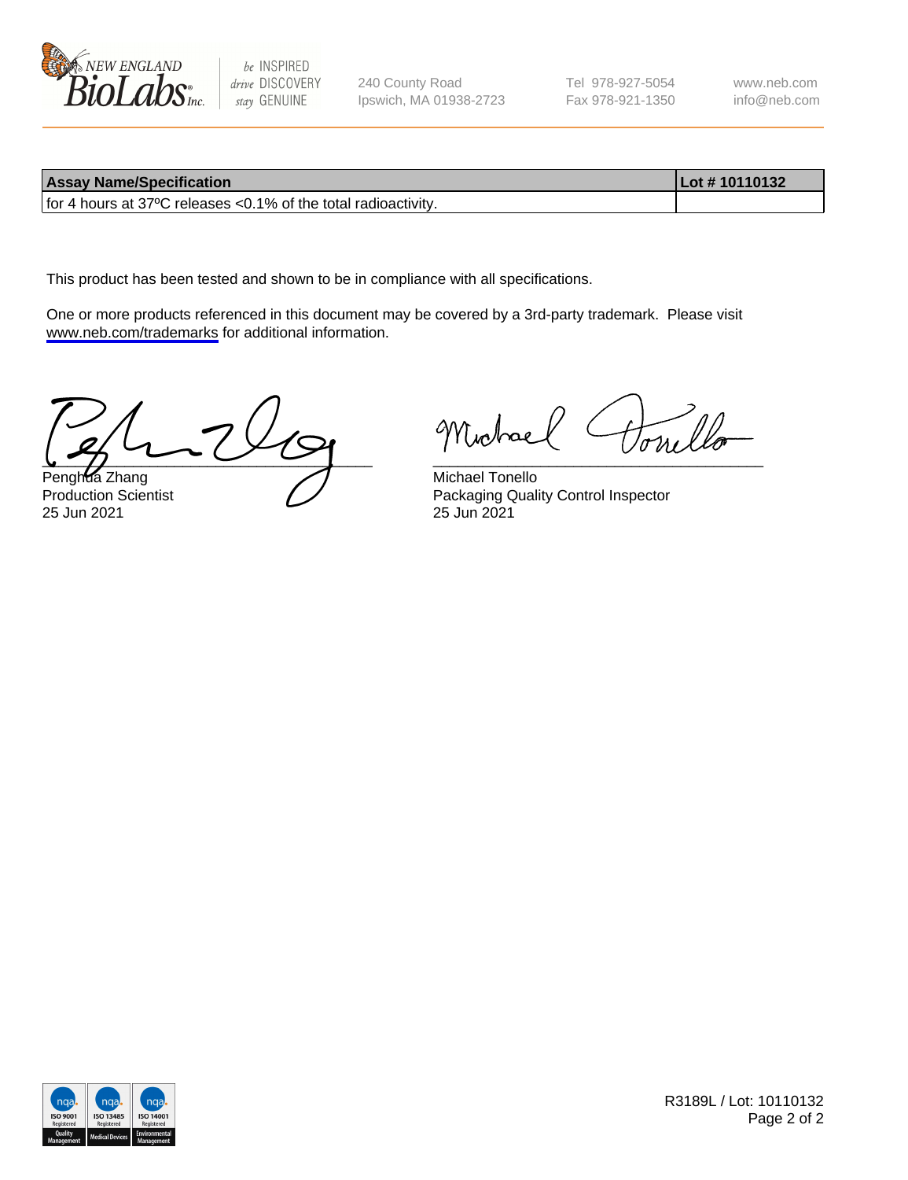| Assay Name/Specification | Lot # 10110132 |
| --- | --- |
| for 4 hours at 37ºC releases <0.1% of the total radioactivity. | |

This product has been tested and shown to be in compliance with all specifications.

One or more products referenced in this document may be covered by a 3rd-party trademark. Please visit www.neb.com/trademarks for additional information.

Penghua Zhang
Production Scientist
25 Jun 2021

Michael Tonello
Packaging Quality Control Inspector
25 Jun 2021

R3189L / Lot: 10110132